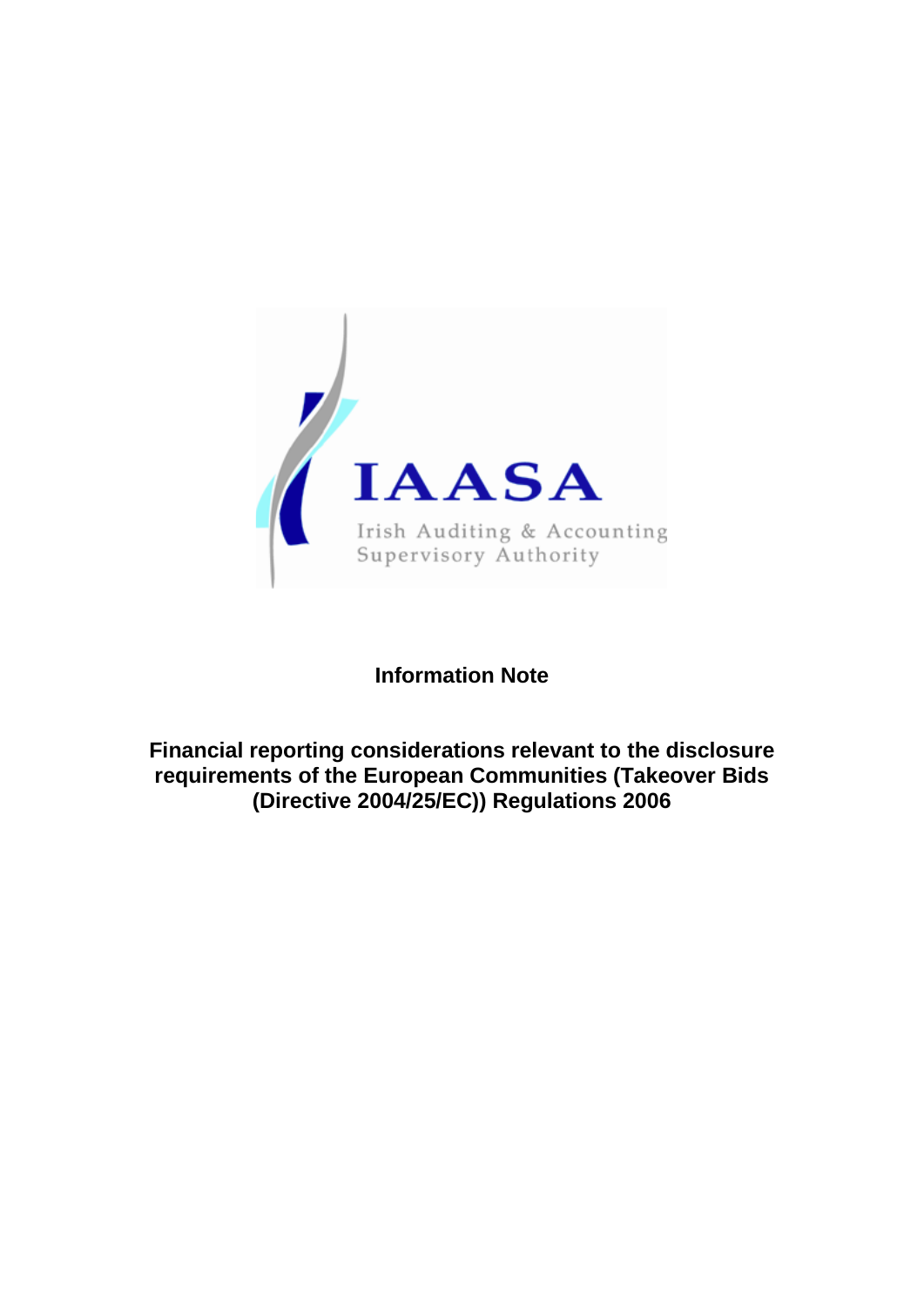IAASA

Irish Auditing & Accounting Supervisory Authority

# Information Note

## Financial reporting considerations relevant to the disclosure requirements of the European Communities (Takeover Bids (Directive 2004/25/EC)) Regulations 2006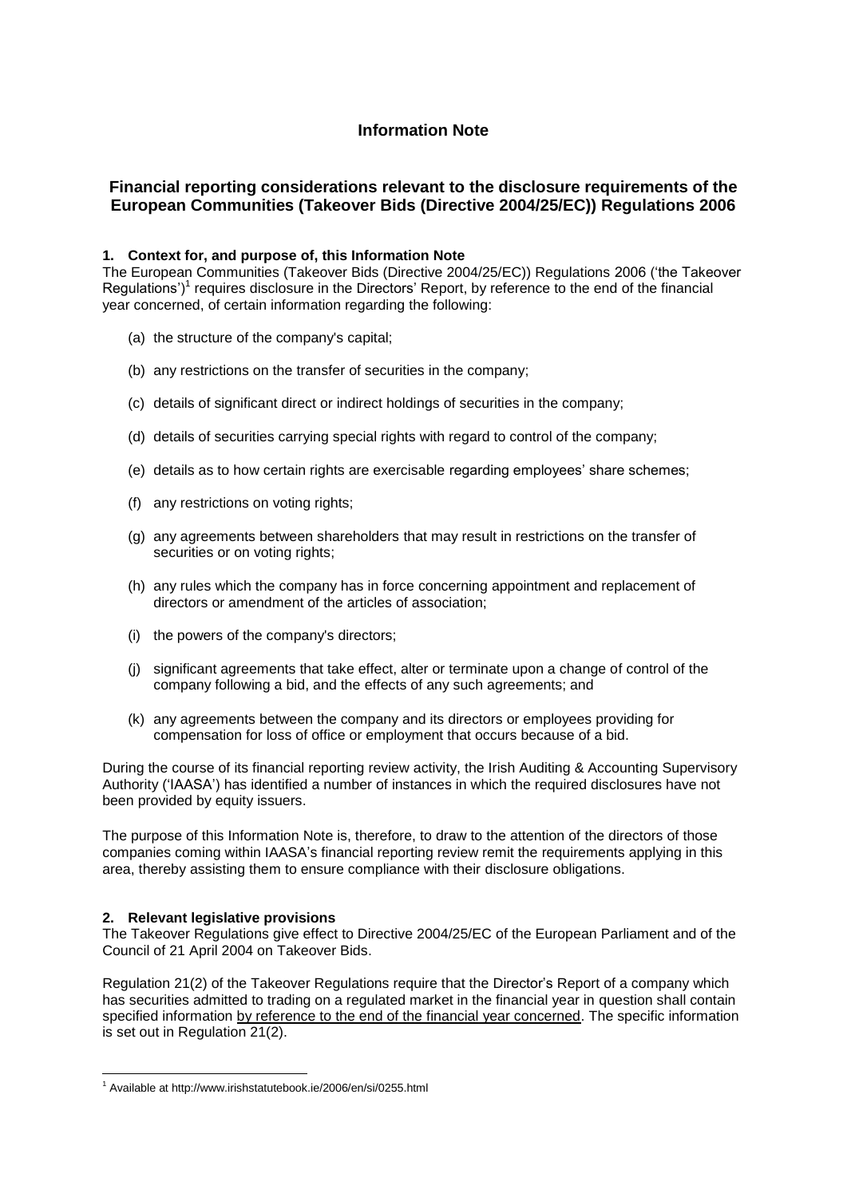# Information Note

## Financial reporting considerations relevant to the disclosure requirements of the European Communities (Takeover Bids (Directive 2004/25/EC)) Regulations 2006

### 1. Context for, and purpose of, this Information Note

The European Communities (Takeover Bids (Directive 2004/25/EC)) Regulations 2006 ('the Takeover Regulations')[1] requires disclosure in the Directors' Report, by reference to the end of the financial year concerned, of certain information regarding the following:

(a) the structure of the company's capital;

(b) any restrictions on the transfer of securities in the company;

(c) details of significant direct or indirect holdings of securities in the company;

(d) details of securities carrying special rights with regard to control of the company;

(e) details as to how certain rights are exercisable regarding employees' share schemes;

(f) any restrictions on voting rights;

(g) any agreements between shareholders that may result in restrictions on the transfer of securities or on voting rights;

(h) any rules which the company has in force concerning appointment and replacement of directors or amendment of the articles of association;

(i) the powers of the company's directors;

(j) significant agreements that take effect, alter or terminate upon a change of control of the company following a bid, and the effects of any such agreements; and

(k) any agreements between the company and its directors or employees providing for compensation for loss of office or employment that occurs because of a bid.

During the course of its financial reporting review activity, the Irish Auditing & Accounting Supervisory Authority ('IAASA') has identified a number of instances in which the required disclosures have not been provided by equity issuers.

The purpose of this Information Note is, therefore, to draw to the attention of the directors of those companies coming within IAASA's financial reporting review remit the requirements applying in this area, thereby assisting them to ensure compliance with their disclosure obligations.

### 2. Relevant legislative provisions

The Takeover Regulations give effect to Directive 2004/25/EC of the European Parliament and of the Council of 21 April 2004 on Takeover Bids.

Regulation 21(2) of the Takeover Regulations require that the Director's Report of a company which has securities admitted to trading on a regulated market in the financial year in question shall contain specified information <u>by reference to the end of the financial year concerned</u>. The specific information is set out in Regulation 21(2).

---

[1] Available at http://www.irishstatutebook.ie/2006/en/si/0255.html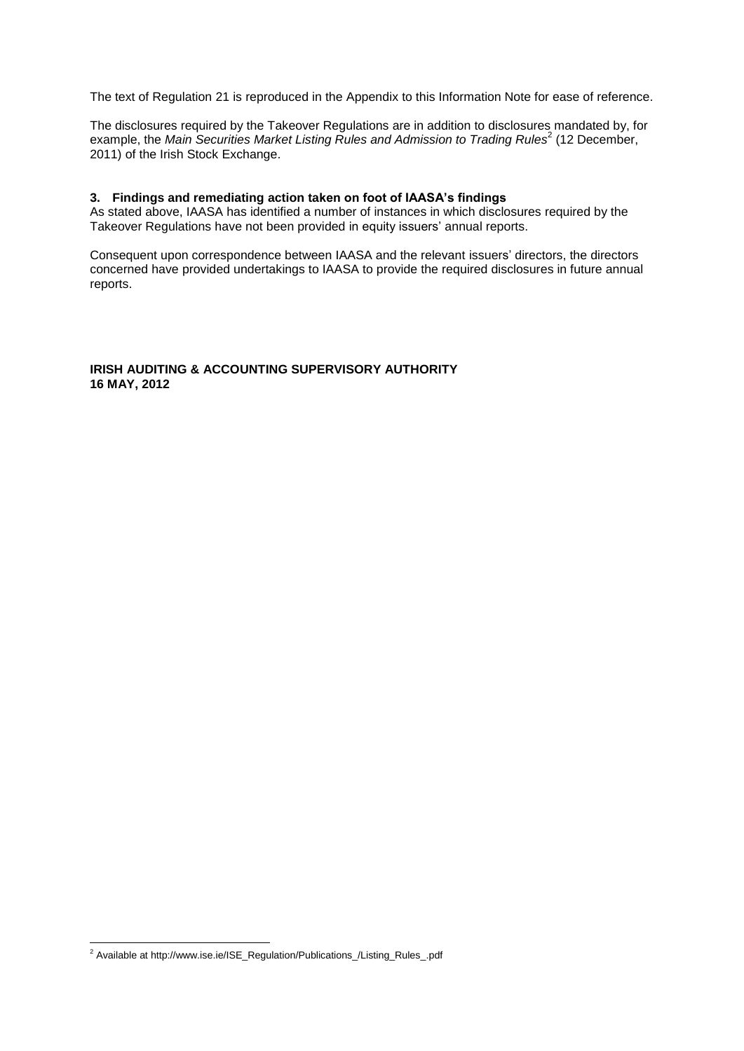The text of Regulation 21 is reproduced in the Appendix to this Information Note for ease of reference.

The disclosures required by the Takeover Regulations are in addition to disclosures mandated by, for example, the *Main Securities Market Listing Rules and Admission to Trading Rules*[2] (12 December, 2011) of the Irish Stock Exchange.

### 3. Findings and remediating action taken on foot of IAASA's findings

As stated above, IAASA has identified a number of instances in which disclosures required by the Takeover Regulations have not been provided in equity issuers' annual reports.

Consequent upon correspondence between IAASA and the relevant issuers' directors, the directors concerned have provided undertakings to IAASA to provide the required disclosures in future annual reports.

**IRISH AUDITING & ACCOUNTING SUPERVISORY AUTHORITY**
**16 MAY, 2012**

---

[2] Available at http://www.ise.ie/ISE_Regulation/Publications_/Listing_Rules_.pdf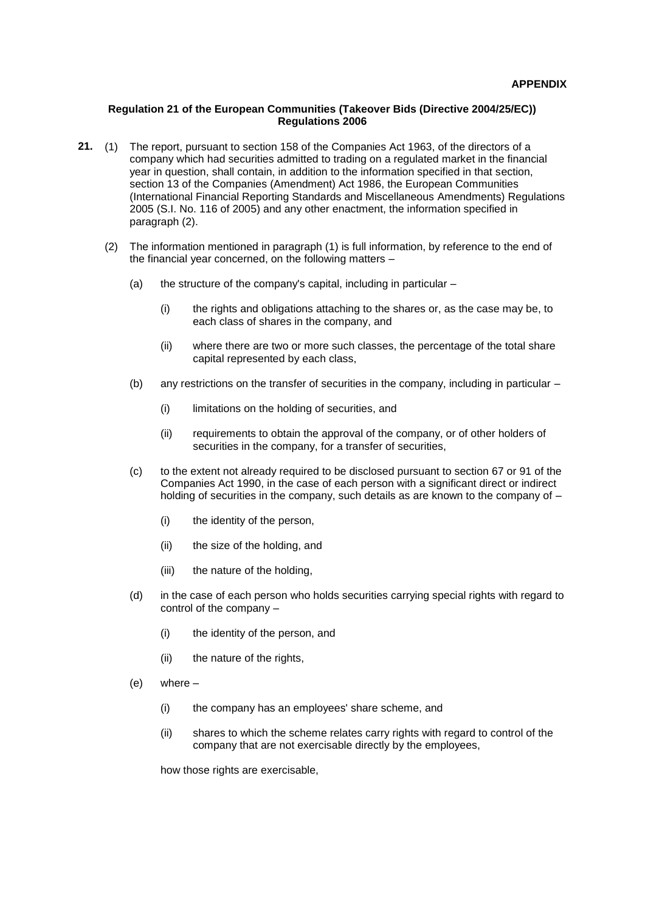**APPENDIX**

**Regulation 21 of the European Communities (Takeover Bids (Directive 2004/25/EC)) Regulations 2006**

**21.** (1) The report, pursuant to section 158 of the Companies Act 1963, of the directors of a company which had securities admitted to trading on a regulated market in the financial year in question, shall contain, in addition to the information specified in that section, section 13 of the Companies (Amendment) Act 1986, the European Communities (International Financial Reporting Standards and Miscellaneous Amendments) Regulations 2005 (S.I. No. 116 of 2005) and any other enactment, the information specified in paragraph (2).

(2) The information mentioned in paragraph (1) is full information, by reference to the end of the financial year concerned, on the following matters –

(a) the structure of the company's capital, including in particular –

(i) the rights and obligations attaching to the shares or, as the case may be, to each class of shares in the company, and

(ii) where there are two or more such classes, the percentage of the total share capital represented by each class,

(b) any restrictions on the transfer of securities in the company, including in particular –

(i) limitations on the holding of securities, and

(ii) requirements to obtain the approval of the company, or of other holders of securities in the company, for a transfer of securities,

(c) to the extent not already required to be disclosed pursuant to section 67 or 91 of the Companies Act 1990, in the case of each person with a significant direct or indirect holding of securities in the company, such details as are known to the company of –

(i) the identity of the person,

(ii) the size of the holding, and

(iii) the nature of the holding,

(d) in the case of each person who holds securities carrying special rights with regard to control of the company –

(i) the identity of the person, and

(ii) the nature of the rights,

(e) where –

(i) the company has an employees' share scheme, and

(ii) shares to which the scheme relates carry rights with regard to control of the company that are not exercisable directly by the employees,

how those rights are exercisable,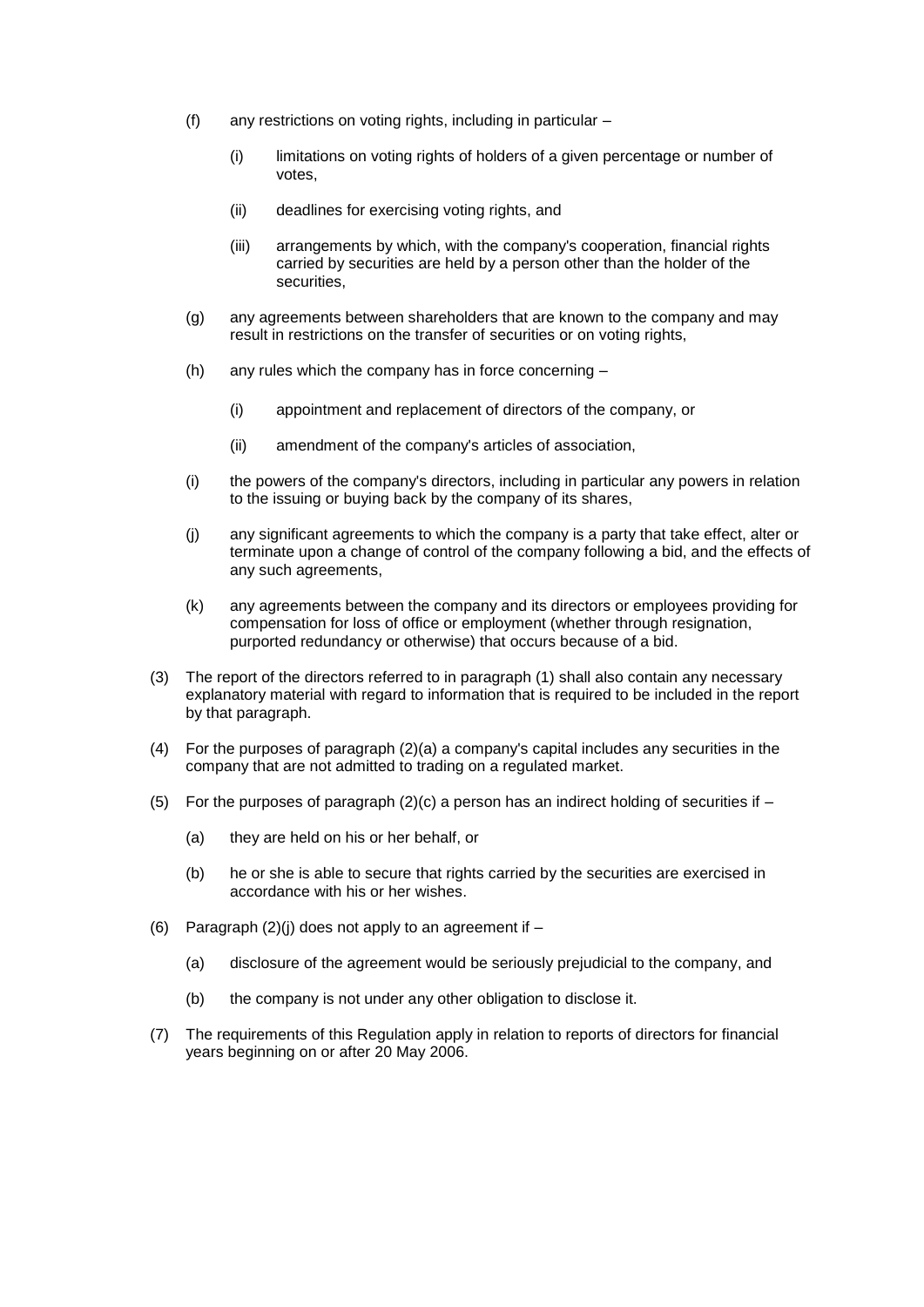(f) any restrictions on voting rights, including in particular –

  (i) limitations on voting rights of holders of a given percentage or number of votes,

  (ii) deadlines for exercising voting rights, and

  (iii) arrangements by which, with the company's cooperation, financial rights carried by securities are held by a person other than the holder of the securities,

(g) any agreements between shareholders that are known to the company and may result in restrictions on the transfer of securities or on voting rights,

(h) any rules which the company has in force concerning –

  (i) appointment and replacement of directors of the company, or

  (ii) amendment of the company's articles of association,

(i) the powers of the company's directors, including in particular any powers in relation to the issuing or buying back by the company of its shares,

(j) any significant agreements to which the company is a party that take effect, alter or terminate upon a change of control of the company following a bid, and the effects of any such agreements,

(k) any agreements between the company and its directors or employees providing for compensation for loss of office or employment (whether through resignation, purported redundancy or otherwise) that occurs because of a bid.

(3) The report of the directors referred to in paragraph (1) shall also contain any necessary explanatory material with regard to information that is required to be included in the report by that paragraph.

(4) For the purposes of paragraph (2)(a) a company's capital includes any securities in the company that are not admitted to trading on a regulated market.

(5) For the purposes of paragraph (2)(c) a person has an indirect holding of securities if –

  (a) they are held on his or her behalf, or

  (b) he or she is able to secure that rights carried by the securities are exercised in accordance with his or her wishes.

(6) Paragraph (2)(j) does not apply to an agreement if –

  (a) disclosure of the agreement would be seriously prejudicial to the company, and

  (b) the company is not under any other obligation to disclose it.

(7) The requirements of this Regulation apply in relation to reports of directors for financial years beginning on or after 20 May 2006.